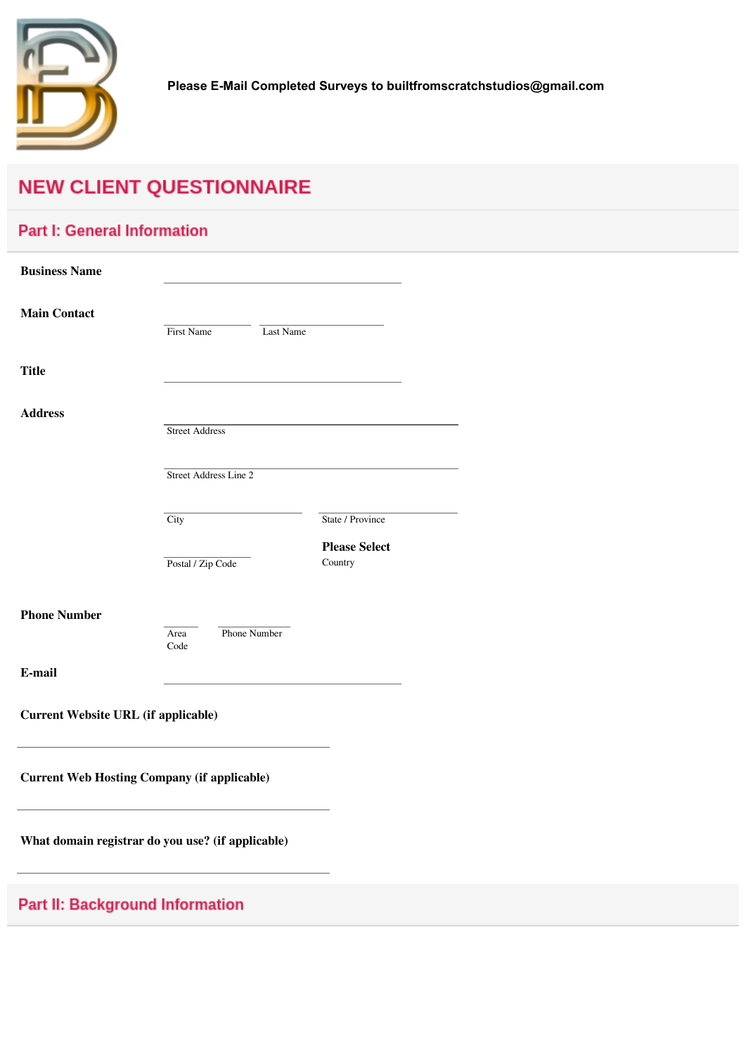**Please E-Mail Completed Surveys to builtfromscratchstudios@gmail.com**

# NEW CLIENT QUESTIONNAIRE

## Part I: General Information

**Business Name**

**Main Contact**

First Name

Last Name

**Title**

**Address**

Street Address

Street Address Line 2

City

State / Province

Postal / Zip Code

**Please Select**

Country

**Phone Number**

Area Code

Phone Number

**E-mail**

**Current Website URL (if applicable)**

**Current Web Hosting Company (if applicable)**

**What domain registrar do you use? (if applicable)**

## Part II: Background Information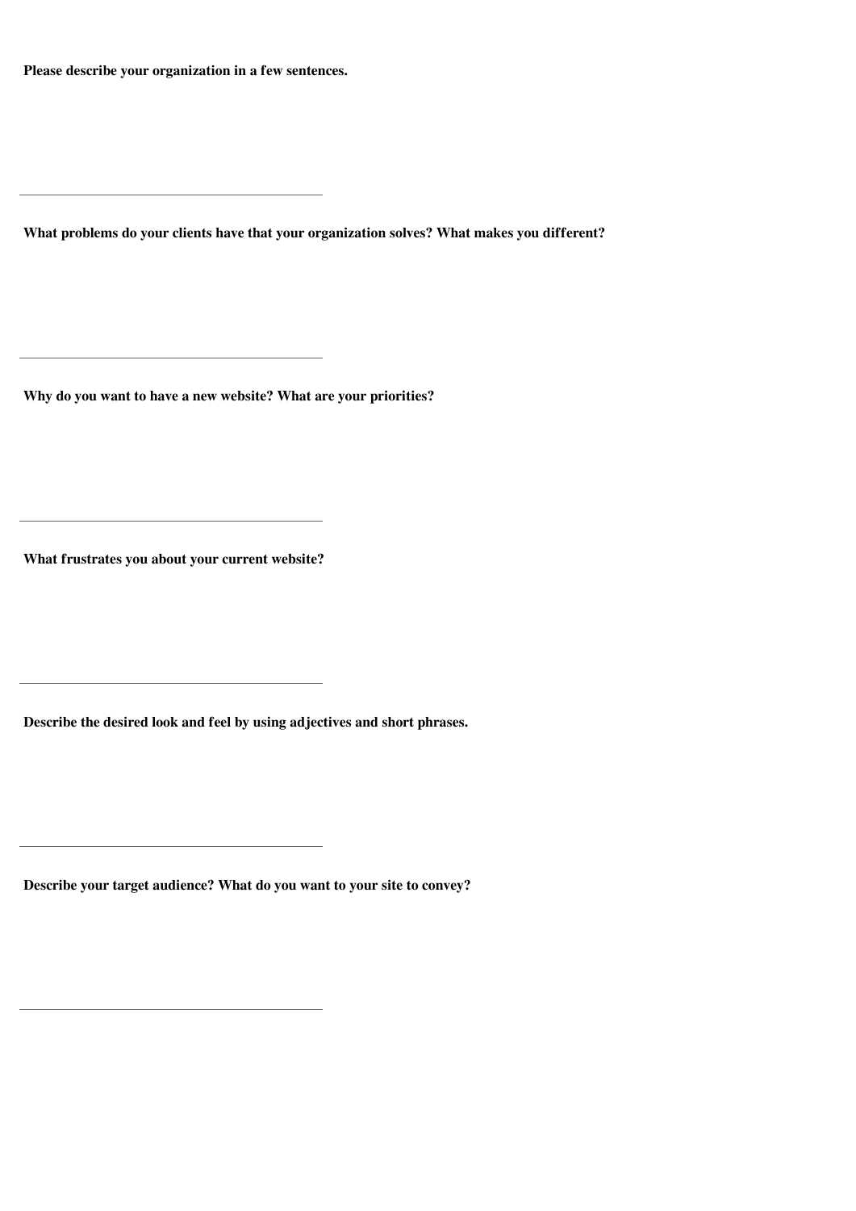**Please describe your organization in a few sentences.**

---

**What problems do your clients have that your organization solves? What makes you different?**

---

**Why do you want to have a new website? What are your priorities?**

---

**What frustrates you about your current website?**

---

**Describe the desired look and feel by using adjectives and short phrases.**

---

**Describe your target audience? What do you want to your site to convey?**

---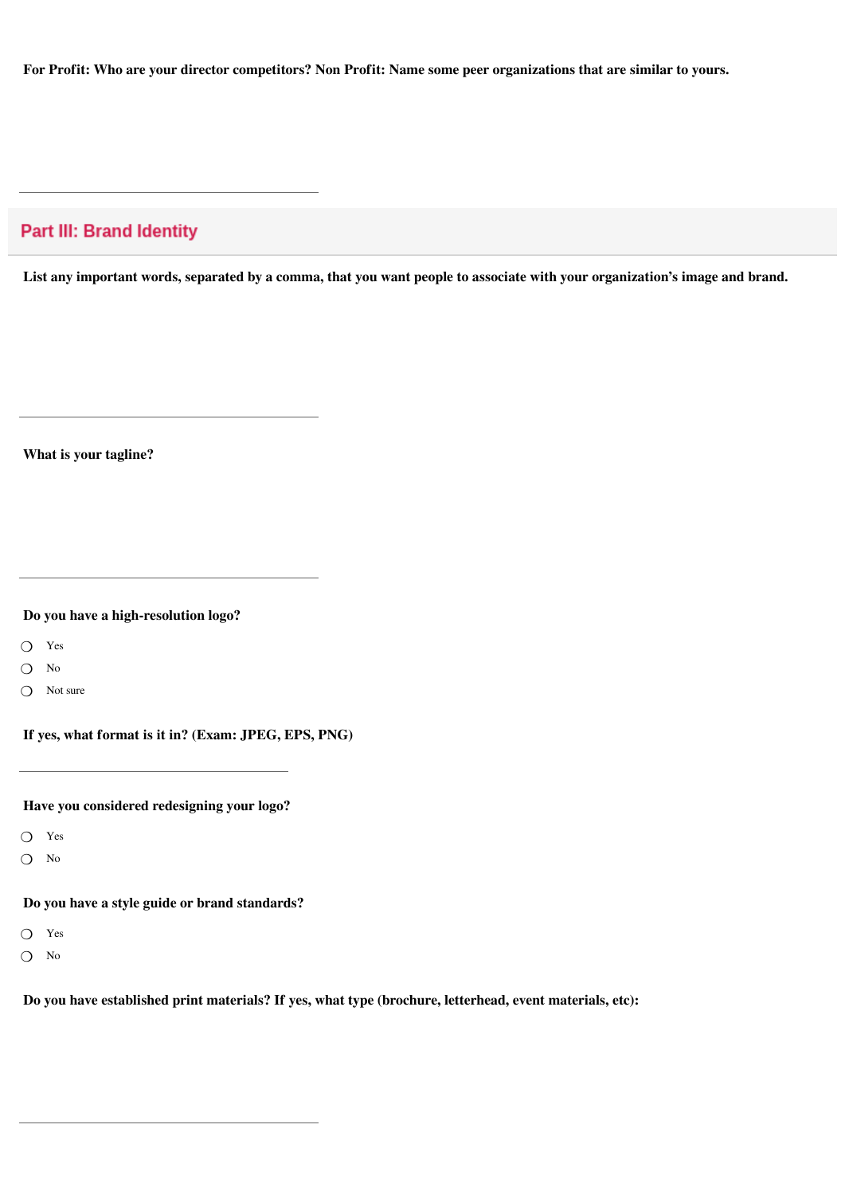**For Profit: Who are your director competitors? Non Profit: Name some peer organizations that are similar to yours.**

---

## Part III: Brand Identity

**List any important words, separated by a comma, that you want people to associate with your organization's image and brand.**

---

**What is your tagline?**

---

**Do you have a high-resolution logo?**

- ○ Yes
- ○ No
- ○ Not sure

**If yes, what format is it in? (Exam: JPEG, EPS, PNG)**

---

**Have you considered redesigning your logo?**

- ○ Yes
- ○ No

**Do you have a style guide or brand standards?**

- ○ Yes
- ○ No

**Do you have established print materials? If yes, what type (brochure, letterhead, event materials, etc):**

---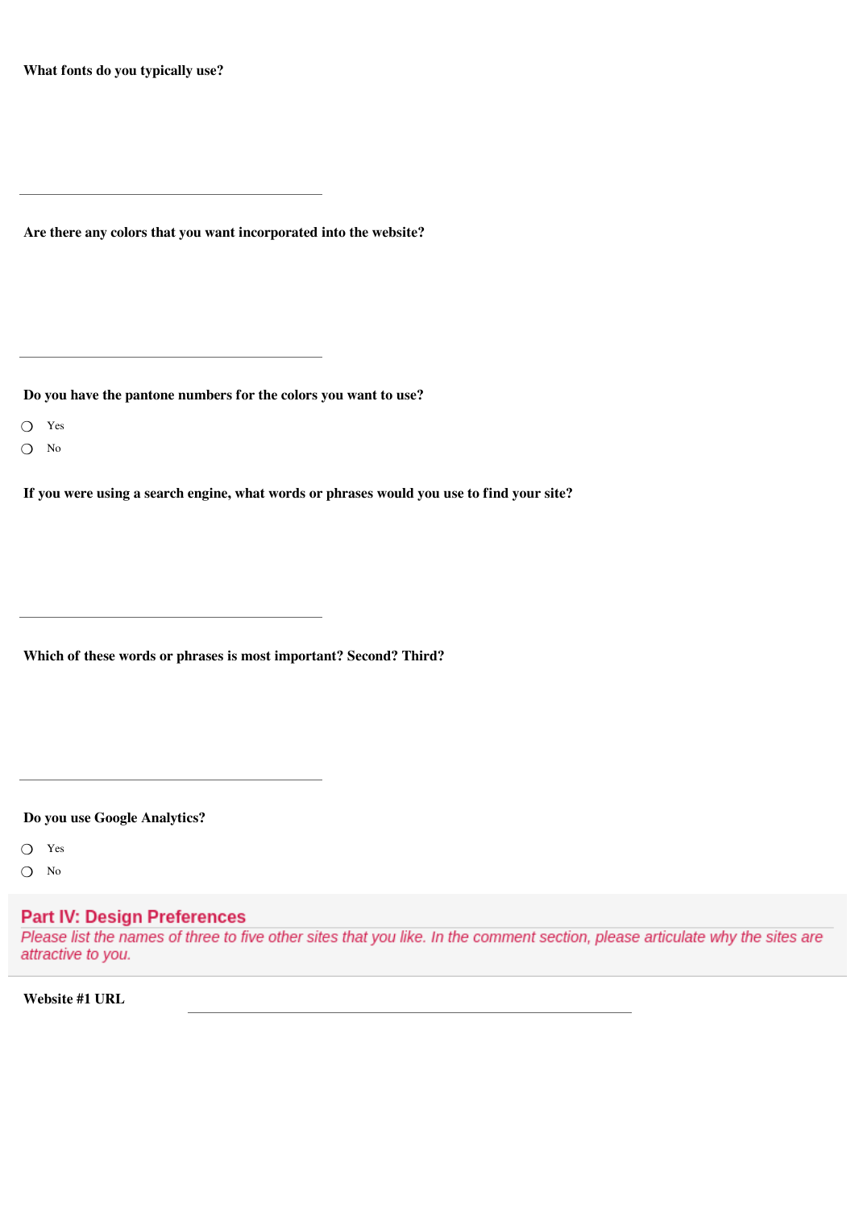**What fonts do you typically use?**

\_\_\_\_\_\_\_\_\_\_\_\_\_\_\_\_\_\_\_\_\_\_\_\_\_\_\_\_\_\_\_\_\_\_\_\_\_\_\_\_

**Are there any colors that you want incorporated into the website?**

\_\_\_\_\_\_\_\_\_\_\_\_\_\_\_\_\_\_\_\_\_\_\_\_\_\_\_\_\_\_\_\_\_\_\_\_\_\_\_\_

**Do you have the pantone numbers for the colors you want to use?**

- ◯ Yes
- ◯ No

**If you were using a search engine, what words or phrases would you use to find your site?**

\_\_\_\_\_\_\_\_\_\_\_\_\_\_\_\_\_\_\_\_\_\_\_\_\_\_\_\_\_\_\_\_\_\_\_\_\_\_\_\_

**Which of these words or phrases is most important? Second? Third?**

\_\_\_\_\_\_\_\_\_\_\_\_\_\_\_\_\_\_\_\_\_\_\_\_\_\_\_\_\_\_\_\_\_\_\_\_\_\_\_\_

**Do you use Google Analytics?**

- ◯ Yes
- ◯ No

## Part IV: Design Preferences

*Please list the names of three to five other sites that you like. In the comment section, please articulate why the sites are attractive to you.*

**Website #1 URL** \_\_\_\_\_\_\_\_\_\_\_\_\_\_\_\_\_\_\_\_\_\_\_\_\_\_\_\_\_\_\_\_\_\_\_\_\_\_\_\_\_\_\_\_\_\_\_\_\_\_\_\_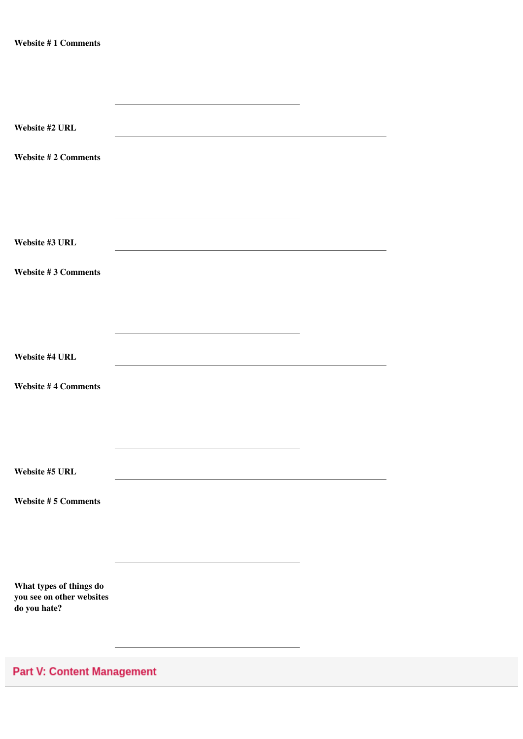**Website # 1 Comments**

**Website #2 URL**

**Website # 2 Comments**

**Website #3 URL**

**Website # 3 Comments**

**Website #4 URL**

**Website # 4 Comments**

**Website #5 URL**

**Website # 5 Comments**

**What types of things do you see on other websites do you hate?**

## Part V: Content Management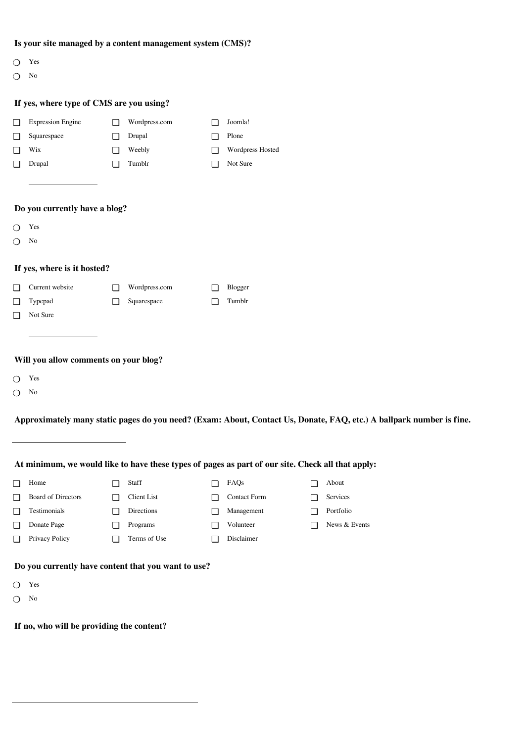**Is your site managed by a content management system (CMS)?**

- ○ Yes
- ○ No

**If yes, where type of CMS are you using?**

| | | |
|---|---|---|
| ☐ Expression Engine | ☐ Wordpress.com | ☐ Joomla! |
| ☐ Squarespace | ☐ Drupal | ☐ Plone |
| ☐ Wix | ☐ Weebly | ☐ Wordpress Hosted |
| ☐ Drupal | ☐ Tumblr | ☐ Not Sure |

\_\_\_\_\_\_\_\_\_\_\_\_\_\_\_\_\_\_

**Do you currently have a blog?**

- ○ Yes
- ○ No

**If yes, where is it hosted?**

| | | |
|---|---|---|
| ☐ Current website | ☐ Wordpress.com | ☐ Blogger |
| ☐ Typepad | ☐ Squarespace | ☐ Tumblr |
| ☐ Not Sure | | |

\_\_\_\_\_\_\_\_\_\_\_\_\_\_\_\_\_\_

**Will you allow comments on your blog?**

- ○ Yes
- ○ No

**Approximately many static pages do you need? (Exam: About, Contact Us, Donate, FAQ, etc.) A ballpark number is fine.**

\_\_\_\_\_\_\_\_\_\_\_\_\_\_\_\_\_\_\_\_\_\_\_\_\_\_\_\_\_\_

**At minimum, we would like to have these types of pages as part of our site. Check all that apply:**

| | | | |
|---|---|---|---|
| ☐ Home | ☐ Staff | ☐ FAQs | ☐ About |
| ☐ Board of Directors | ☐ Client List | ☐ Contact Form | ☐ Services |
| ☐ Testimonials | ☐ Directions | ☐ Management | ☐ Portfolio |
| ☐ Donate Page | ☐ Programs | ☐ Volunteer | ☐ News & Events |
| ☐ Privacy Policy | ☐ Terms of Use | ☐ Disclaimer | |

**Do you currently have content that you want to use?**

- ○ Yes
- ○ No

**If no, who will be providing the content?**

\_\_\_\_\_\_\_\_\_\_\_\_\_\_\_\_\_\_\_\_\_\_\_\_\_\_\_\_\_\_\_\_\_\_\_\_\_\_\_\_\_\_\_\_\_\_\_\_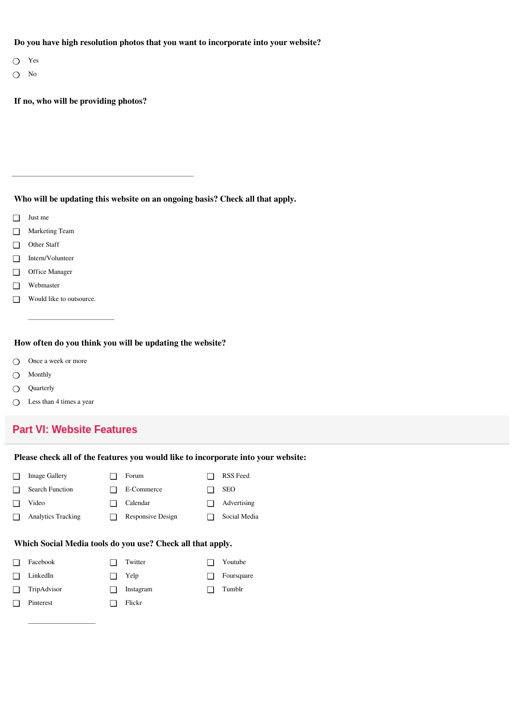**Do you have high resolution photos that you want to incorporate into your website?**

- ○ Yes
- ○ No

**If no, who will be providing photos?**

\_\_\_\_\_\_\_\_\_\_\_\_\_\_\_\_\_\_\_\_\_\_\_\_\_\_\_\_\_\_\_\_\_\_\_\_\_\_\_\_

**Who will be updating this website on an ongoing basis? Check all that apply.**

- ☐ Just me
- ☐ Marketing Team
- ☐ Other Staff
- ☐ Intern/Volunteer
- ☐ Office Manager
- ☐ Webmaster
- ☐ Would like to outsource.

\_\_\_\_\_\_\_\_\_\_\_\_\_\_\_\_\_\_\_\_

**How often do you think you will be updating the website?**

- ○ Once a week or more
- ○ Monthly
- ○ Quarterly
- ○ Less than 4 times a year

## Part VI: Website Features

**Please check all of the features you would like to incorporate into your website:**

- ☐ Image Gallery
- ☐ Search Function
- ☐ Video
- ☐ Analytics Tracking
- ☐ Forum
- ☐ E-Commerce
- ☐ Calendar
- ☐ Responsive Design
- ☐ RSS Feed
- ☐ SEO
- ☐ Advertising
- ☐ Social Media

**Which Social Media tools do you use? Check all that apply.**

- ☐ Facebook
- ☐ LinkedIn
- ☐ TripAdvisor
- ☐ Pinterest
- ☐ Twitter
- ☐ Yelp
- ☐ Instagram
- ☐ Flickr
- ☐ Youtube
- ☐ Foursquare
- ☐ Tumblr

\_\_\_\_\_\_\_\_\_\_\_\_\_\_\_\_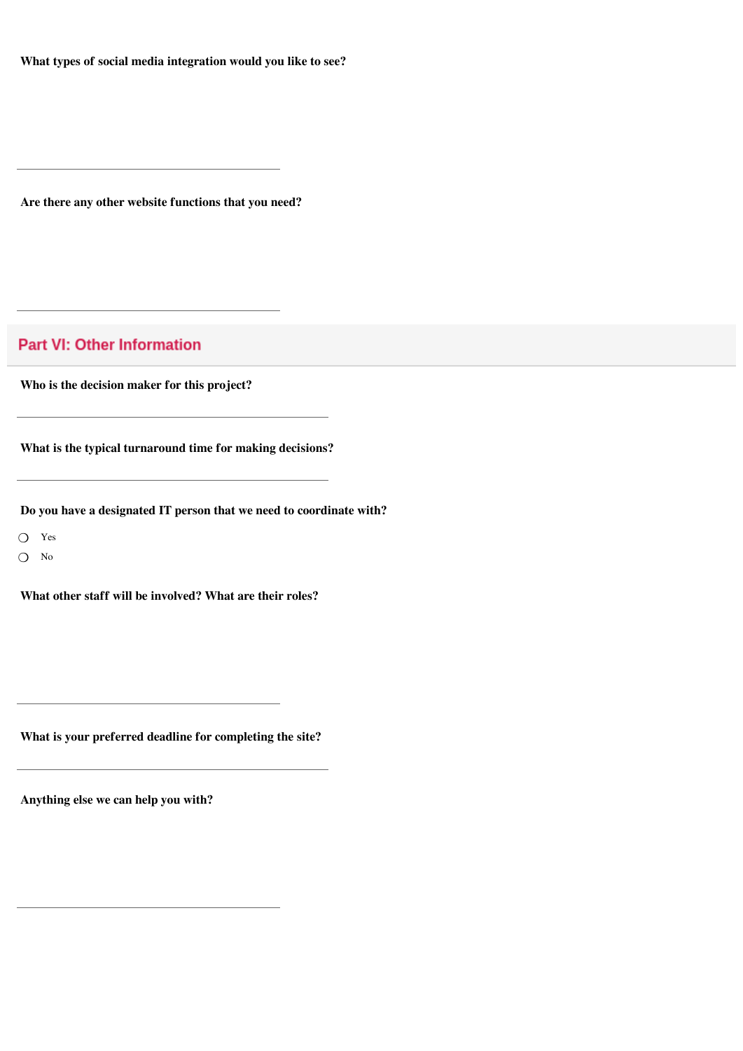**What types of social media integration would you like to see?**

---

**Are there any other website functions that you need?**

---

## Part VI: Other Information

**Who is the decision maker for this project?**

---

**What is the typical turnaround time for making decisions?**

---

**Do you have a designated IT person that we need to coordinate with?**

- ○ Yes
- ○ No

**What other staff will be involved? What are their roles?**

---

**What is your preferred deadline for completing the site?**

---

**Anything else we can help you with?**

---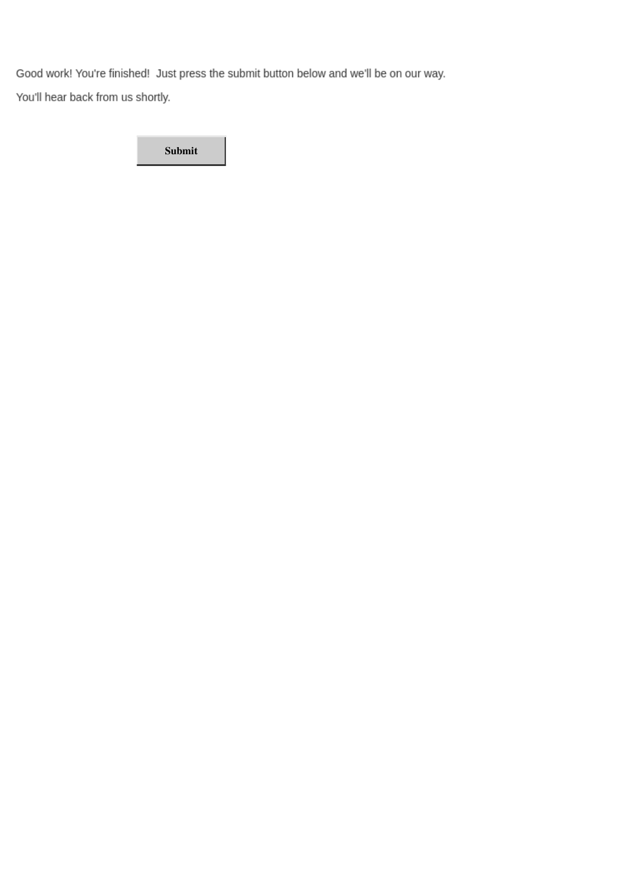Good work! You're finished!  Just press the submit button below and we'll be on our way.

You'll hear back from us shortly.

Submit